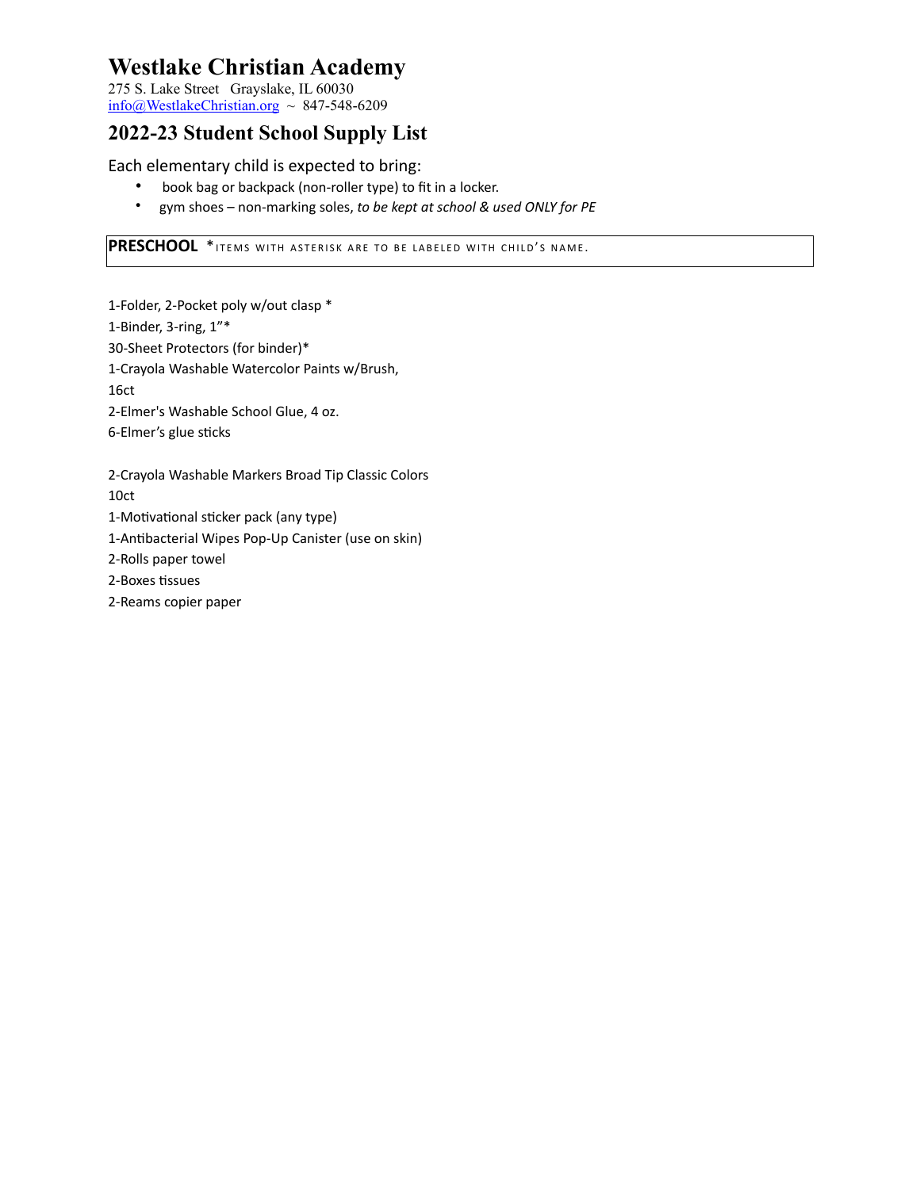# Westlake Christian Academy

275 S. Lake Street Grayslake, IL 60030
info@WestlakeChristian.org ~ 847-548-6209

## 2022-23 Student School Supply List

Each elementary child is expected to bring:

- book bag or backpack (non-roller type) to fit in a locker.
- gym shoes – non-marking soles, *to be kept at school & used ONLY for PE*

**PRESCHOOL** *ITEMS WITH ASTERISK ARE TO BE LABELED WITH CHILD'S NAME.

1-Folder, 2-Pocket poly w/out clasp *
1-Binder, 3-ring, 1"*
30-Sheet Protectors (for binder)*
1-Crayola Washable Watercolor Paints w/Brush, 16ct
2-Elmer's Washable School Glue, 4 oz.
6-Elmer's glue sticks

2-Crayola Washable Markers Broad Tip Classic Colors 10ct
1-Motivational sticker pack (any type)
1-Antibacterial Wipes Pop-Up Canister (use on skin)
2-Rolls paper towel
2-Boxes tissues
2-Reams copier paper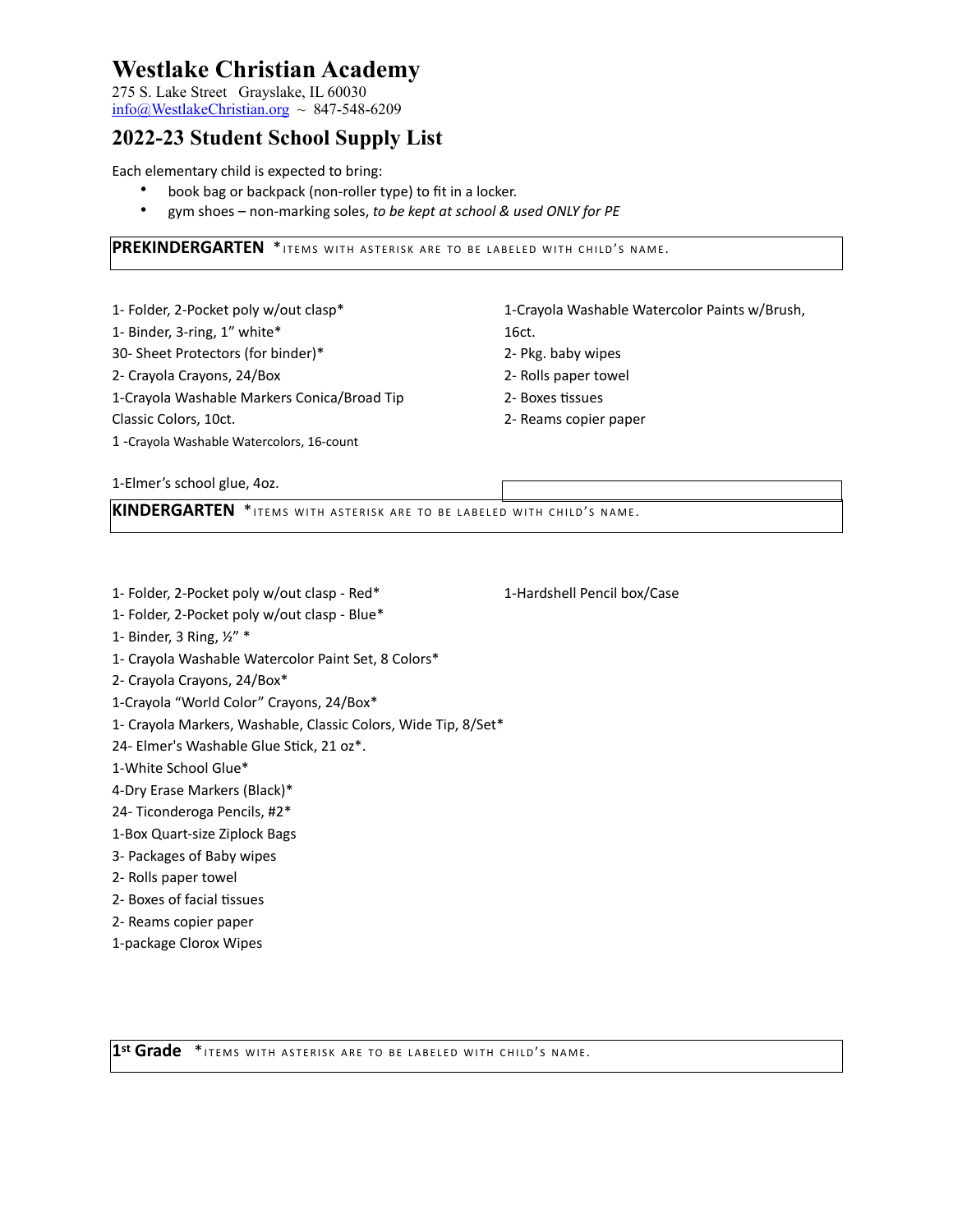# Westlake Christian Academy

275 S. Lake Street Grayslake, IL 60030
info@WestlakeChristian.org ~ 847-548-6209

## 2022-23 Student School Supply List

Each elementary child is expected to bring:

- book bag or backpack (non-roller type) to fit in a locker.
- gym shoes – non-marking soles, *to be kept at school & used ONLY for PE*

### PREKINDERGARTEN *ITEMS WITH ASTERISK ARE TO BE LABELED WITH CHILD'S NAME.

1- Folder, 2-Pocket poly w/out clasp*
1- Binder, 3-ring, 1" white*
30- Sheet Protectors (for binder)*
2- Crayola Crayons, 24/Box
1-Crayola Washable Markers Conica/Broad Tip Classic Colors, 10ct.
1 -Crayola Washable Watercolors, 16-count

1-Elmer's school glue, 4oz.

1-Crayola Washable Watercolor Paints w/Brush, 16ct.
2- Pkg. baby wipes
2- Rolls paper towel
2- Boxes tissues
2- Reams copier paper

### KINDERGARTEN *ITEMS WITH ASTERISK ARE TO BE LABELED WITH CHILD'S NAME.

1- Folder, 2-Pocket poly w/out clasp - Red*
1- Folder, 2-Pocket poly w/out clasp - Blue*
1- Binder, 3 Ring, ½" *
1- Crayola Washable Watercolor Paint Set, 8 Colors*
2- Crayola Crayons, 24/Box*
1-Crayola "World Color" Crayons, 24/Box*
1- Crayola Markers, Washable, Classic Colors, Wide Tip, 8/Set*
24- Elmer's Washable Glue Stick, 21 oz*.
1-White School Glue*
4-Dry Erase Markers (Black)*
24- Ticonderoga Pencils, #2*
1-Box Quart-size Ziplock Bags
3- Packages of Baby wipes
2- Rolls paper towel
2- Boxes of facial tissues
2- Reams copier paper
1-package Clorox Wipes

1-Hardshell Pencil box/Case

### 1st Grade *ITEMS WITH ASTERISK ARE TO BE LABELED WITH CHILD'S NAME.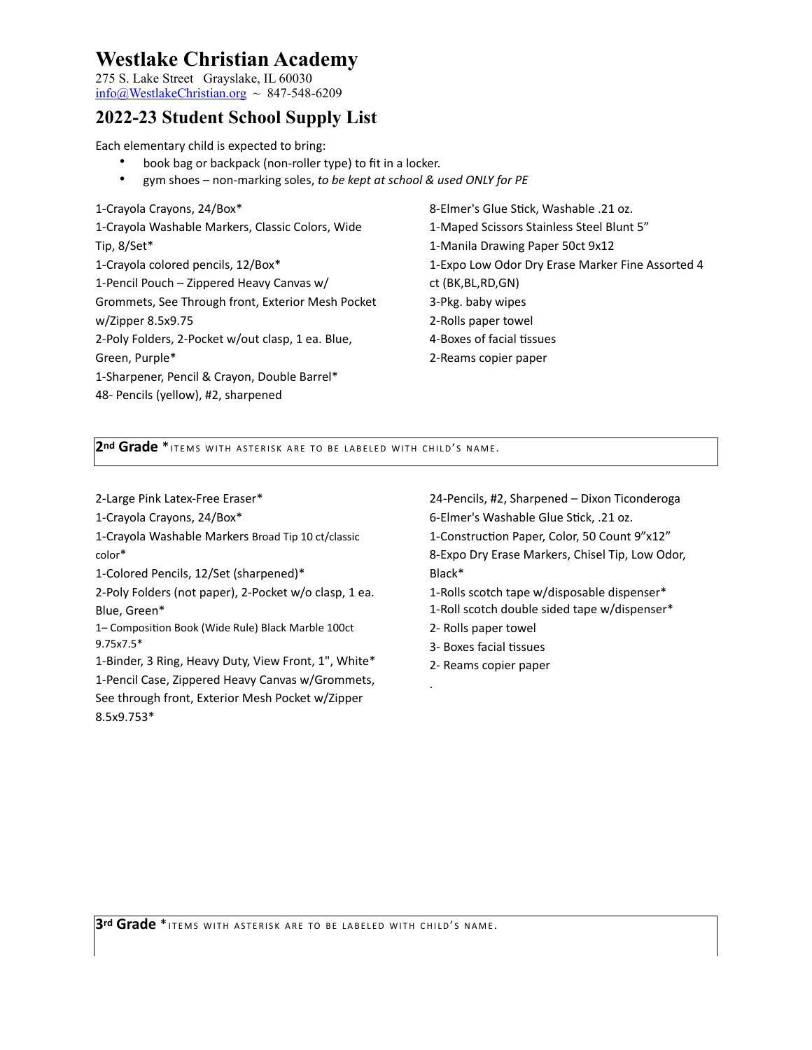# Westlake Christian Academy

275 S. Lake Street   Grayslake, IL 60030
info@WestlakeChristian.org ~ 847-548-6209

## 2022-23 Student School Supply List

Each elementary child is expected to bring:

- book bag or backpack (non-roller type) to fit in a locker.
- gym shoes – non-marking soles, *to be kept at school & used ONLY for PE*

1-Crayola Crayons, 24/Box*
1-Crayola Washable Markers, Classic Colors, Wide Tip, 8/Set*
1-Crayola colored pencils, 12/Box*
1-Pencil Pouch – Zippered Heavy Canvas w/ Grommets, See Through front, Exterior Mesh Pocket w/Zipper 8.5x9.75
2-Poly Folders, 2-Pocket w/out clasp, 1 ea. Blue, Green, Purple*
1-Sharpener, Pencil & Crayon, Double Barrel*
48- Pencils (yellow), #2, sharpened
8-Elmer's Glue Stick, Washable .21 oz.
1-Maped Scissors Stainless Steel Blunt 5"
1-Manila Drawing Paper 50ct 9x12
1-Expo Low Odor Dry Erase Marker Fine Assorted 4 ct (BK,BL,RD,GN)
3-Pkg. baby wipes
2-Rolls paper towel
4-Boxes of facial tissues
2-Reams copier paper

**2nd Grade** *ITEMS WITH ASTERISK ARE TO BE LABELED WITH CHILD'S NAME.

2-Large Pink Latex-Free Eraser*
1-Crayola Crayons, 24/Box*
1-Crayola Washable Markers Broad Tip 10 ct/classic color*
1-Colored Pencils, 12/Set (sharpened)*
2-Poly Folders (not paper), 2-Pocket w/o clasp, 1 ea. Blue, Green*
1– Composition Book (Wide Rule) Black Marble 100ct 9.75x7.5*
1-Binder, 3 Ring, Heavy Duty, View Front, 1", White*
1-Pencil Case, Zippered Heavy Canvas w/Grommets, See through front, Exterior Mesh Pocket w/Zipper 8.5x9.753*
24-Pencils, #2, Sharpened – Dixon Ticonderoga
6-Elmer's Washable Glue Stick, .21 oz.
1-Construction Paper, Color, 50 Count 9"x12"
8-Expo Dry Erase Markers, Chisel Tip, Low Odor, Black*
1-Rolls scotch tape w/disposable dispenser*
1-Roll scotch double sided tape w/dispenser*
2- Rolls paper towel
3- Boxes facial tissues
2- Reams copier paper

**3rd Grade** *ITEMS WITH ASTERISK ARE TO BE LABELED WITH CHILD'S NAME.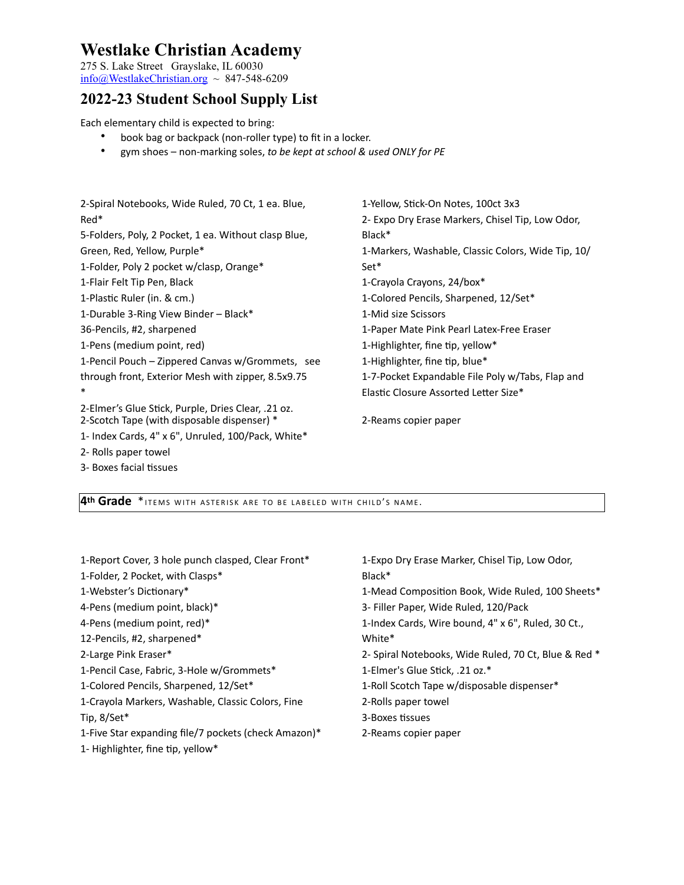# Westlake Christian Academy

275 S. Lake Street Grayslake, IL 60030
info@WestlakeChristian.org ~ 847-548-6209

## 2022-23 Student School Supply List

Each elementary child is expected to bring:

- book bag or backpack (non-roller type) to fit in a locker.
- gym shoes – non-marking soles, *to be kept at school & used ONLY for PE*

2-Spiral Notebooks, Wide Ruled, 70 Ct, 1 ea. Blue, Red*
5-Folders, Poly, 2 Pocket, 1 ea. Without clasp Blue, Green, Red, Yellow, Purple*
1-Folder, Poly 2 pocket w/clasp, Orange*
1-Flair Felt Tip Pen, Black
1-Plastic Ruler (in. & cm.)
1-Durable 3-Ring View Binder – Black*
36-Pencils, #2, sharpened
1-Pens (medium point, red)
1-Pencil Pouch – Zippered Canvas w/Grommets, see through front, Exterior Mesh with zipper, 8.5x9.75 *
2-Elmer's Glue Stick, Purple, Dries Clear, .21 oz.
2-Scotch Tape (with disposable dispenser) *
1- Index Cards, 4" x 6", Unruled, 100/Pack, White*
2- Rolls paper towel
3- Boxes facial tissues
1-Yellow, Stick-On Notes, 100ct 3x3
2- Expo Dry Erase Markers, Chisel Tip, Low Odor, Black*
1-Markers, Washable, Classic Colors, Wide Tip, 10/Set*
1-Crayola Crayons, 24/box*
1-Colored Pencils, Sharpened, 12/Set*
1-Mid size Scissors
1-Paper Mate Pink Pearl Latex-Free Eraser
1-Highlighter, fine tip, yellow*
1-Highlighter, fine tip, blue*
1-7-Pocket Expandable File Poly w/Tabs, Flap and Elastic Closure Assorted Letter Size*

2-Reams copier paper

**4th Grade** *ITEMS WITH ASTERISK ARE TO BE LABELED WITH CHILD'S NAME.

1-Report Cover, 3 hole punch clasped, Clear Front*
1-Folder, 2 Pocket, with Clasps*
1-Webster's Dictionary*
4-Pens (medium point, black)*
4-Pens (medium point, red)*
12-Pencils, #2, sharpened*
2-Large Pink Eraser*
1-Pencil Case, Fabric, 3-Hole w/Grommets*
1-Colored Pencils, Sharpened, 12/Set*
1-Crayola Markers, Washable, Classic Colors, Fine Tip, 8/Set*
1-Five Star expanding file/7 pockets (check Amazon)*
1- Highlighter, fine tip, yellow*
1-Expo Dry Erase Marker, Chisel Tip, Low Odor, Black*
1-Mead Composition Book, Wide Ruled, 100 Sheets*
3- Filler Paper, Wide Ruled, 120/Pack
1-Index Cards, Wire bound, 4" x 6", Ruled, 30 Ct., White*
2- Spiral Notebooks, Wide Ruled, 70 Ct, Blue & Red *
1-Elmer's Glue Stick, .21 oz.*
1-Roll Scotch Tape w/disposable dispenser*
2-Rolls paper towel
3-Boxes tissues
2-Reams copier paper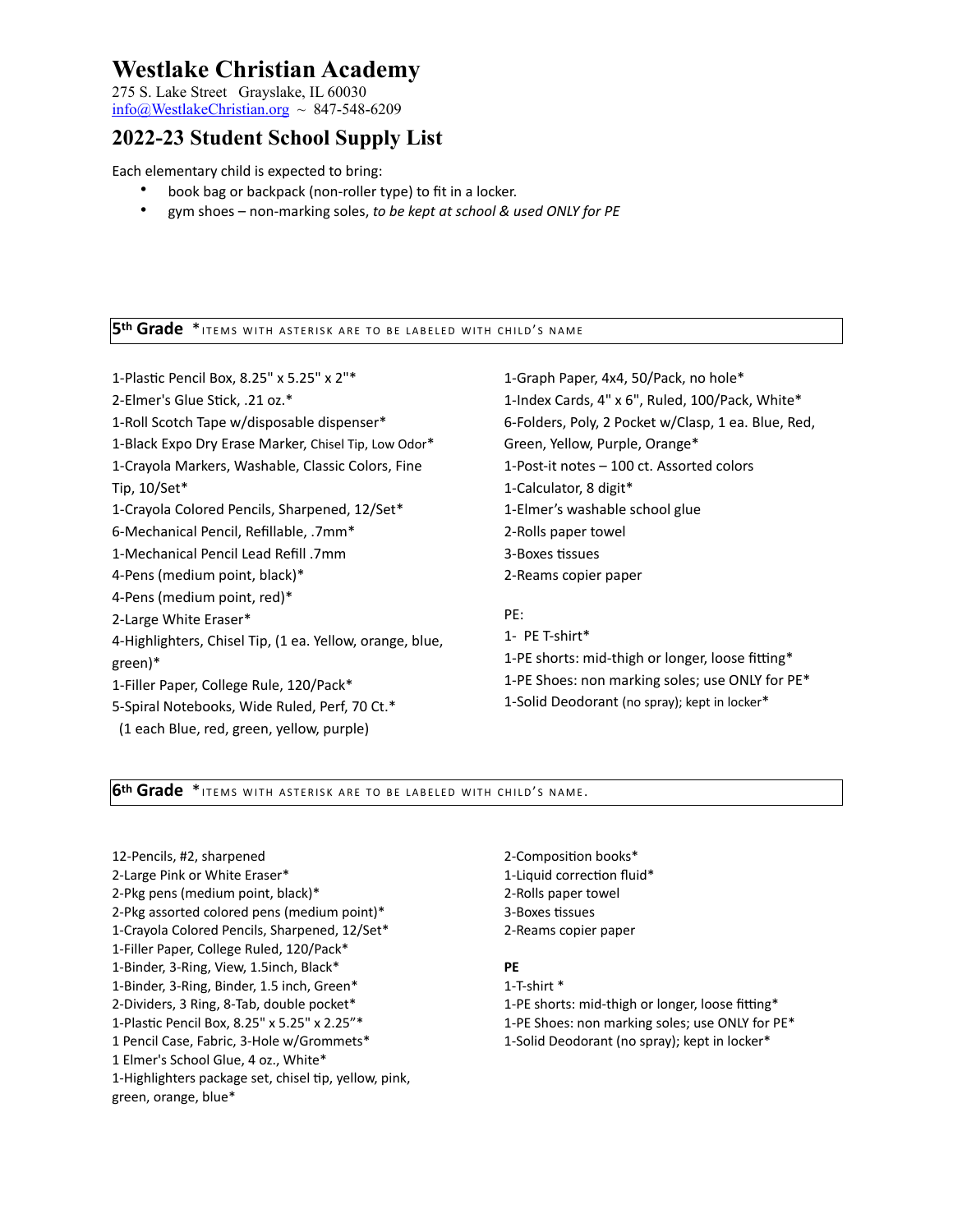# Westlake Christian Academy

275 S. Lake Street Grayslake, IL 60030
info@WestlakeChristian.org ~ 847-548-6209

## 2022-23 Student School Supply List

Each elementary child is expected to bring:

- book bag or backpack (non-roller type) to fit in a locker.
- gym shoes – non-marking soles, *to be kept at school & used ONLY for PE*

### 5th Grade *ITEMS WITH ASTERISK ARE TO BE LABELED WITH CHILD'S NAME

1-Plastic Pencil Box, 8.25" x 5.25" x 2"*
2-Elmer's Glue Stick, .21 oz.*
1-Roll Scotch Tape w/disposable dispenser*
1-Black Expo Dry Erase Marker, Chisel Tip, Low Odor*
1-Crayola Markers, Washable, Classic Colors, Fine Tip, 10/Set*
1-Crayola Colored Pencils, Sharpened, 12/Set*
6-Mechanical Pencil, Refillable, .7mm*
1-Mechanical Pencil Lead Refill .7mm
4-Pens (medium point, black)*
4-Pens (medium point, red)*
2-Large White Eraser*
4-Highlighters, Chisel Tip, (1 ea. Yellow, orange, blue, green)*
1-Filler Paper, College Rule, 120/Pack*
5-Spiral Notebooks, Wide Ruled, Perf, 70 Ct.*
(1 each Blue, red, green, yellow, purple)
1-Graph Paper, 4x4, 50/Pack, no hole*
1-Index Cards, 4" x 6", Ruled, 100/Pack, White*
6-Folders, Poly, 2 Pocket w/Clasp, 1 ea. Blue, Red, Green, Yellow, Purple, Orange*
1-Post-it notes – 100 ct. Assorted colors
1-Calculator, 8 digit*
1-Elmer's washable school glue
2-Rolls paper towel
3-Boxes tissues
2-Reams copier paper

PE:
1- PE T-shirt*
1-PE shorts: mid-thigh or longer, loose fitting*
1-PE Shoes: non marking soles; use ONLY for PE*
1-Solid Deodorant (no spray); kept in locker*

### 6th Grade *ITEMS WITH ASTERISK ARE TO BE LABELED WITH CHILD'S NAME.

12-Pencils, #2, sharpened
2-Large Pink or White Eraser*
2-Pkg pens (medium point, black)*
2-Pkg assorted colored pens (medium point)*
1-Crayola Colored Pencils, Sharpened, 12/Set*
1-Filler Paper, College Ruled, 120/Pack*
1-Binder, 3-Ring, View, 1.5inch, Black*
1-Binder, 3-Ring, Binder, 1.5 inch, Green*
2-Dividers, 3 Ring, 8-Tab, double pocket*
1-Plastic Pencil Box, 8.25" x 5.25" x 2.25"*
1 Pencil Case, Fabric, 3-Hole w/Grommets*
1 Elmer's School Glue, 4 oz., White*
1-Highlighters package set, chisel tip, yellow, pink, green, orange, blue*
2-Composition books*
1-Liquid correction fluid*
2-Rolls paper towel
3-Boxes tissues
2-Reams copier paper

**PE**
1-T-shirt *
1-PE shorts: mid-thigh or longer, loose fitting*
1-PE Shoes: non marking soles; use ONLY for PE*
1-Solid Deodorant (no spray); kept in locker*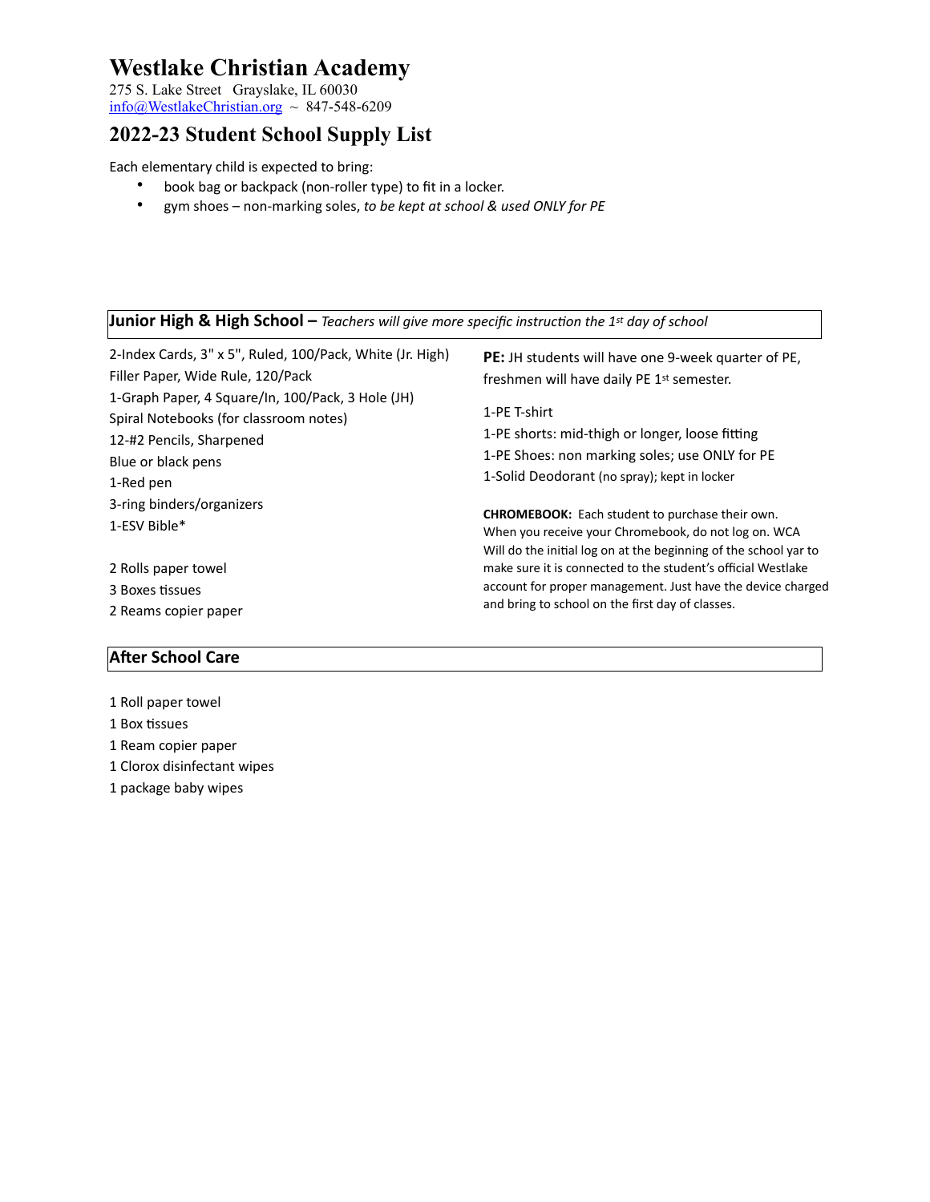# Westlake Christian Academy

275 S. Lake Street Grayslake, IL 60030
info@WestlakeChristian.org ~ 847-548-6209

## 2022-23 Student School Supply List

Each elementary child is expected to bring:

- book bag or backpack (non-roller type) to fit in a locker.
- gym shoes – non-marking soles, *to be kept at school & used ONLY for PE*

### Junior High & High School – *Teachers will give more specific instruction the 1st day of school*

2-Index Cards, 3" x 5", Ruled, 100/Pack, White (Jr. High)
Filler Paper, Wide Rule, 120/Pack
1-Graph Paper, 4 Square/In, 100/Pack, 3 Hole (JH)
Spiral Notebooks (for classroom notes)
12-#2 Pencils, Sharpened
Blue or black pens
1-Red pen
3-ring binders/organizers
1-ESV Bible*

2 Rolls paper towel
3 Boxes tissues
2 Reams copier paper

**PE:** JH students will have one 9-week quarter of PE, freshmen will have daily PE 1st semester.

1-PE T-shirt
1-PE shorts: mid-thigh or longer, loose fitting
1-PE Shoes: non marking soles; use ONLY for PE
1-Solid Deodorant (no spray); kept in locker

**CHROMEBOOK:** Each student to purchase their own. When you receive your Chromebook, do not log on. WCA Will do the initial log on at the beginning of the school yar to make sure it is connected to the student's official Westlake account for proper management. Just have the device charged and bring to school on the first day of classes.

### After School Care

1 Roll paper towel
1 Box tissues
1 Ream copier paper
1 Clorox disinfectant wipes
1 package baby wipes